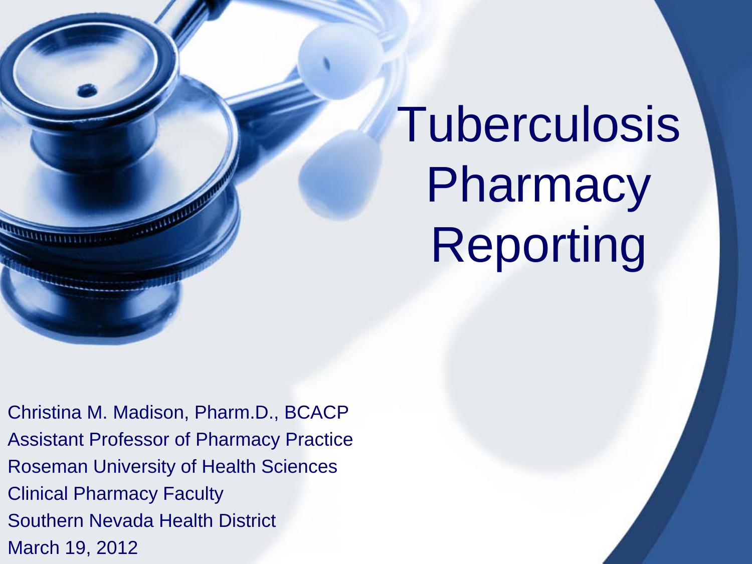# Tuberculosis Pharmacy Reporting

Christina M. Madison, Pharm.D., BCACP
Assistant Professor of Pharmacy Practice
Roseman University of Health Sciences
Clinical Pharmacy Faculty
Southern Nevada Health District
March 19, 2012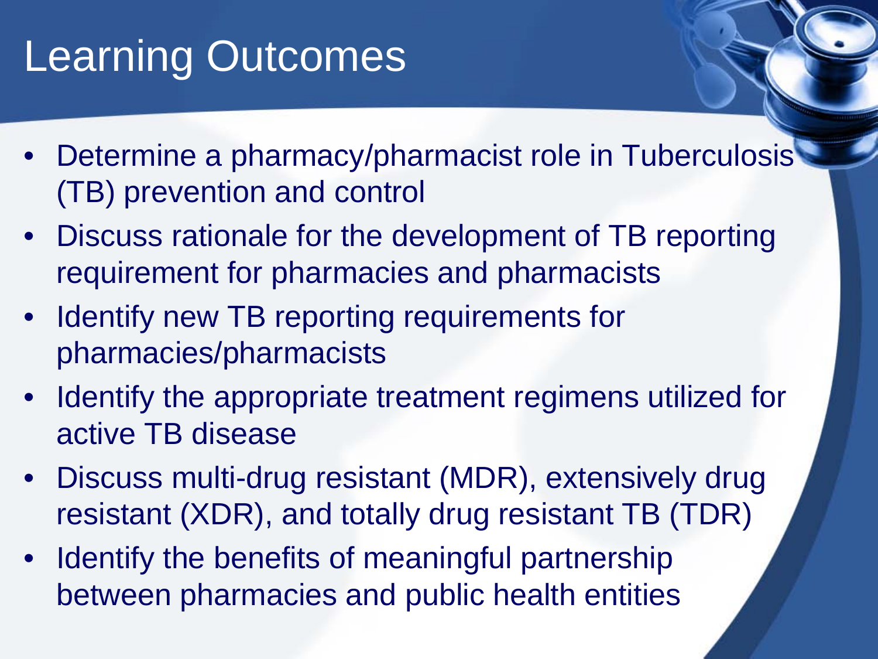# Learning Outcomes

- Determine a pharmacy/pharmacist role in Tuberculosis (TB) prevention and control
- Discuss rationale for the development of TB reporting requirement for pharmacies and pharmacists
- Identify new TB reporting requirements for pharmacies/pharmacists
- Identify the appropriate treatment regimens utilized for active TB disease
- Discuss multi-drug resistant (MDR), extensively drug resistant (XDR), and totally drug resistant TB (TDR)
- Identify the benefits of meaningful partnership between pharmacies and public health entities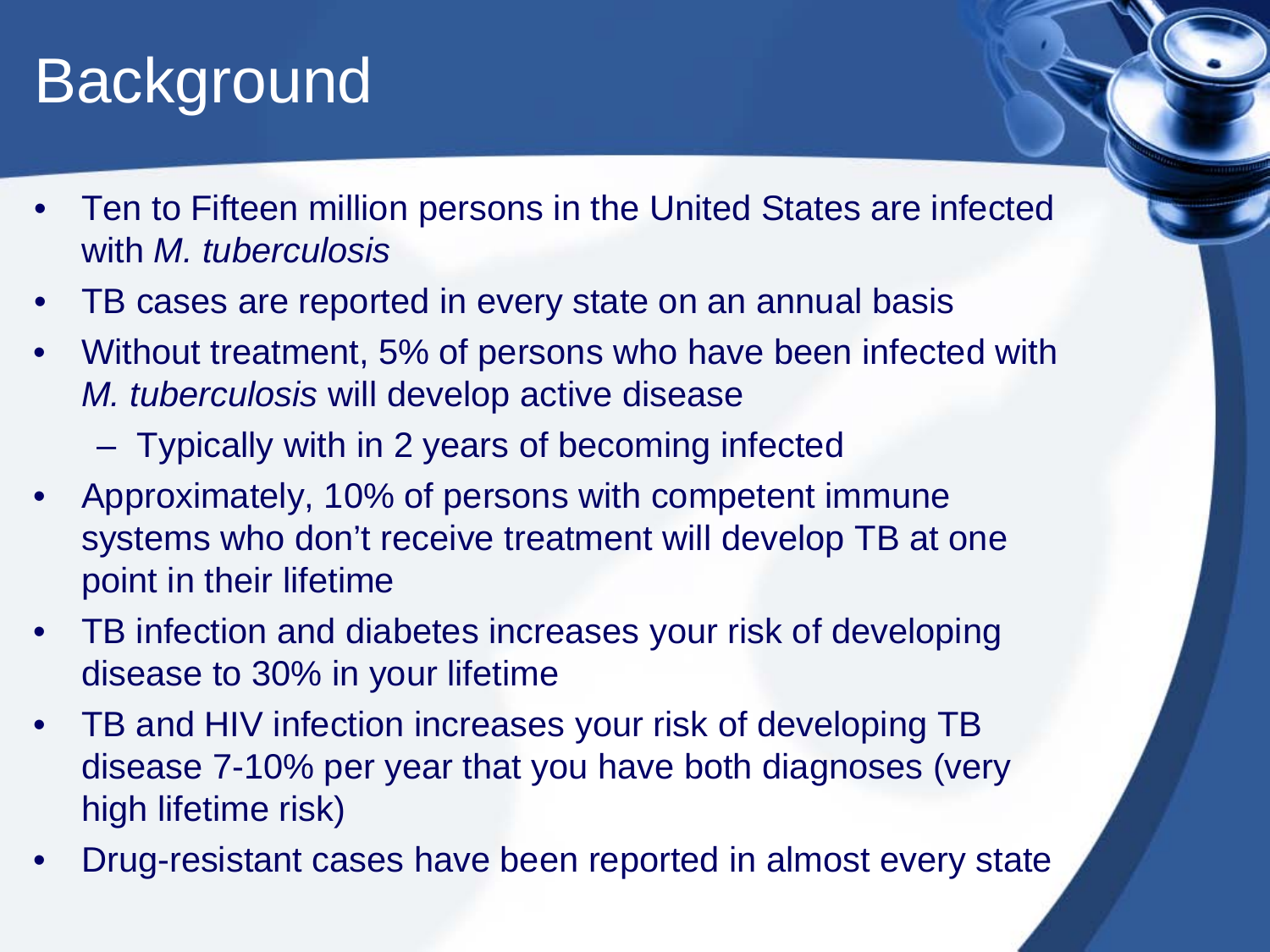# Background

- Ten to Fifteen million persons in the United States are infected with *M. tuberculosis*
- TB cases are reported in every state on an annual basis
- Without treatment, 5% of persons who have been infected with *M. tuberculosis* will develop active disease
  - Typically with in 2 years of becoming infected
- Approximately, 10% of persons with competent immune systems who don't receive treatment will develop TB at one point in their lifetime
- TB infection and diabetes increases your risk of developing disease to 30% in your lifetime
- TB and HIV infection increases your risk of developing TB disease 7-10% per year that you have both diagnoses (very high lifetime risk)
- Drug-resistant cases have been reported in almost every state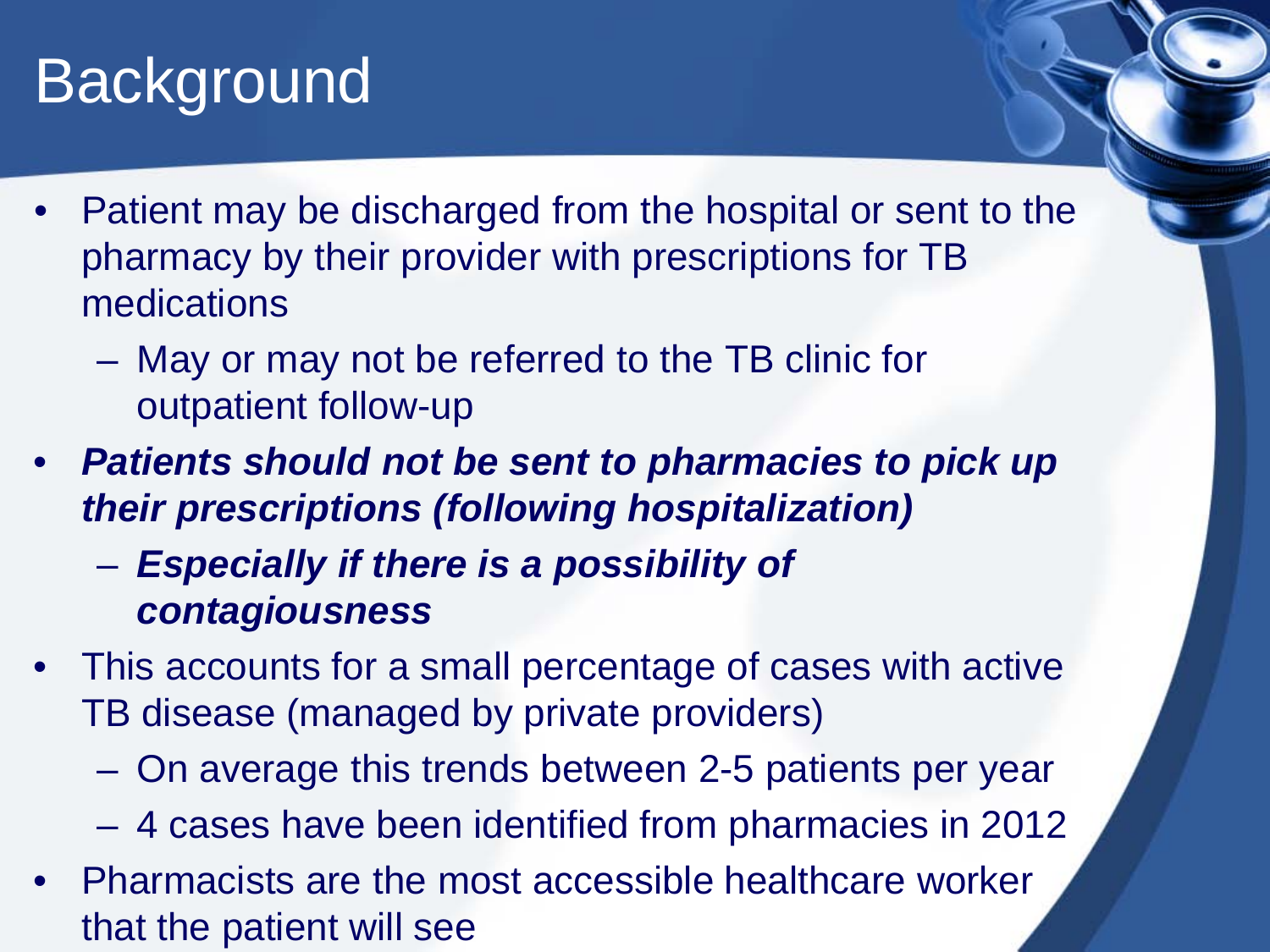# Background

- Patient may be discharged from the hospital or sent to the pharmacy by their provider with prescriptions for TB medications
  - May or may not be referred to the TB clinic for outpatient follow-up
- ***Patients should not be sent to pharmacies to pick up their prescriptions (following hospitalization)***
  - ***Especially if there is a possibility of contagiousness***
- This accounts for a small percentage of cases with active TB disease (managed by private providers)
  - On average this trends between 2-5 patients per year
  - 4 cases have been identified from pharmacies in 2012
- Pharmacists are the most accessible healthcare worker that the patient will see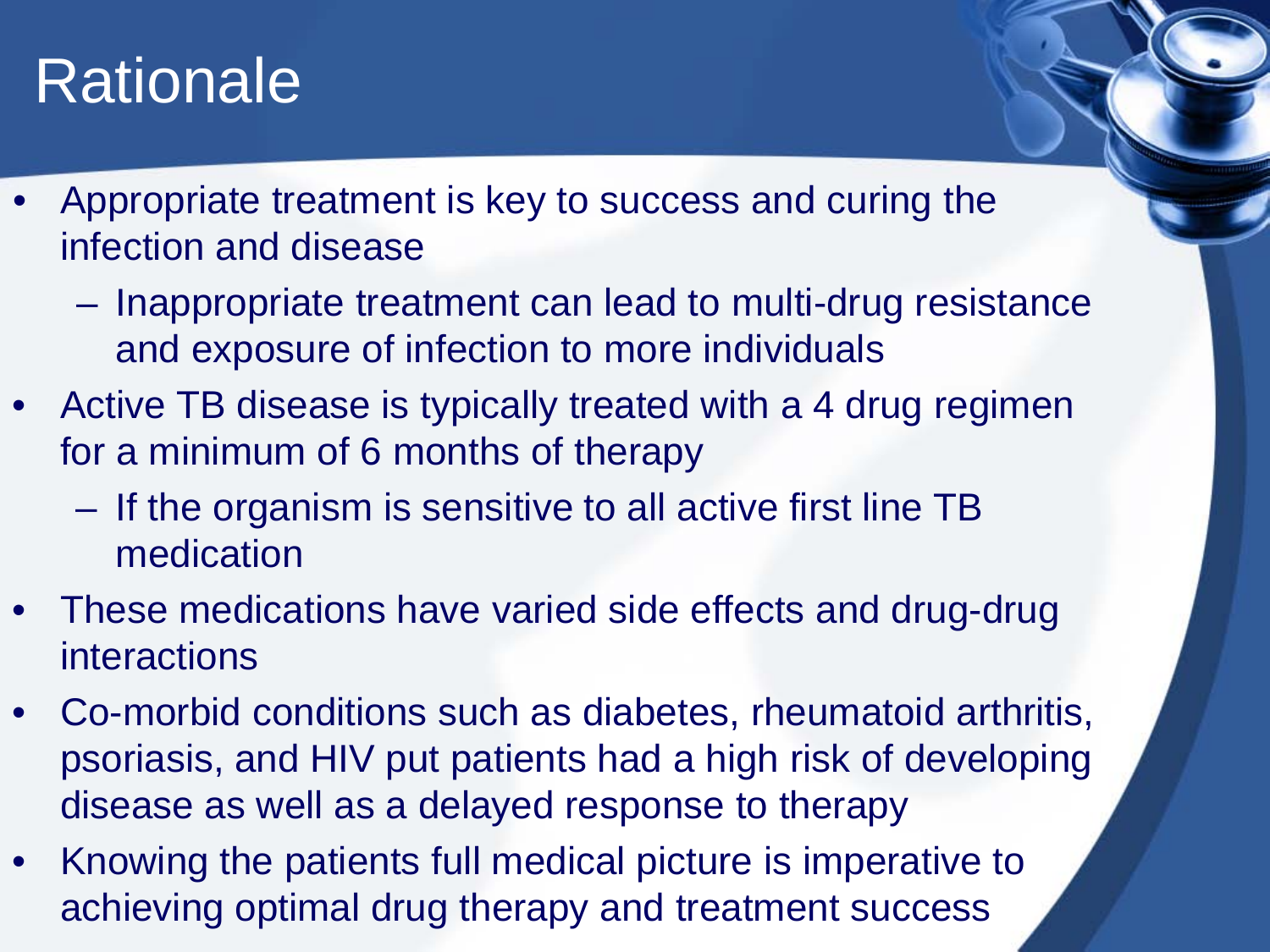# Rationale

- Appropriate treatment is key to success and curing the infection and disease
  - Inappropriate treatment can lead to multi-drug resistance and exposure of infection to more individuals
- Active TB disease is typically treated with a 4 drug regimen for a minimum of 6 months of therapy
  - If the organism is sensitive to all active first line TB medication
- These medications have varied side effects and drug-drug interactions
- Co-morbid conditions such as diabetes, rheumatoid arthritis, psoriasis, and HIV put patients had a high risk of developing disease as well as a delayed response to therapy
- Knowing the patients full medical picture is imperative to achieving optimal drug therapy and treatment success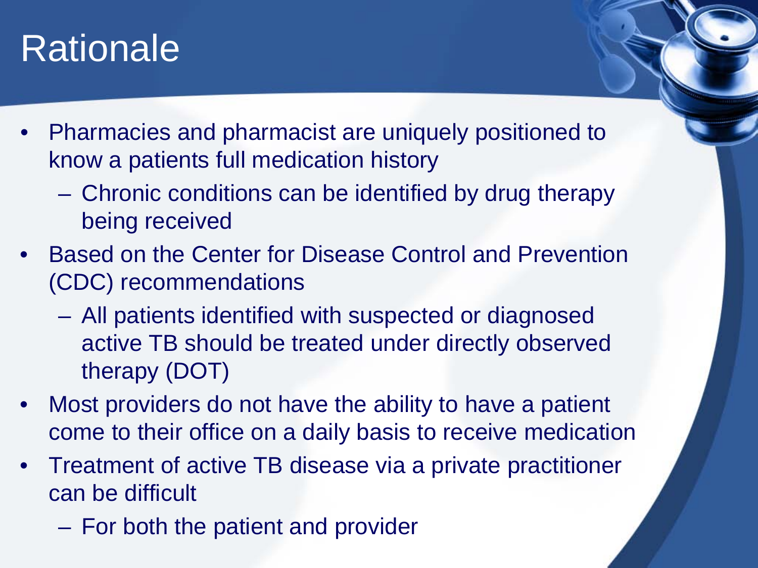# Rationale

- Pharmacies and pharmacist are uniquely positioned to know a patients full medication history
  - Chronic conditions can be identified by drug therapy being received
- Based on the Center for Disease Control and Prevention (CDC) recommendations
  - All patients identified with suspected or diagnosed active TB should be treated under directly observed therapy (DOT)
- Most providers do not have the ability to have a patient come to their office on a daily basis to receive medication
- Treatment of active TB disease via a private practitioner can be difficult
  - For both the patient and provider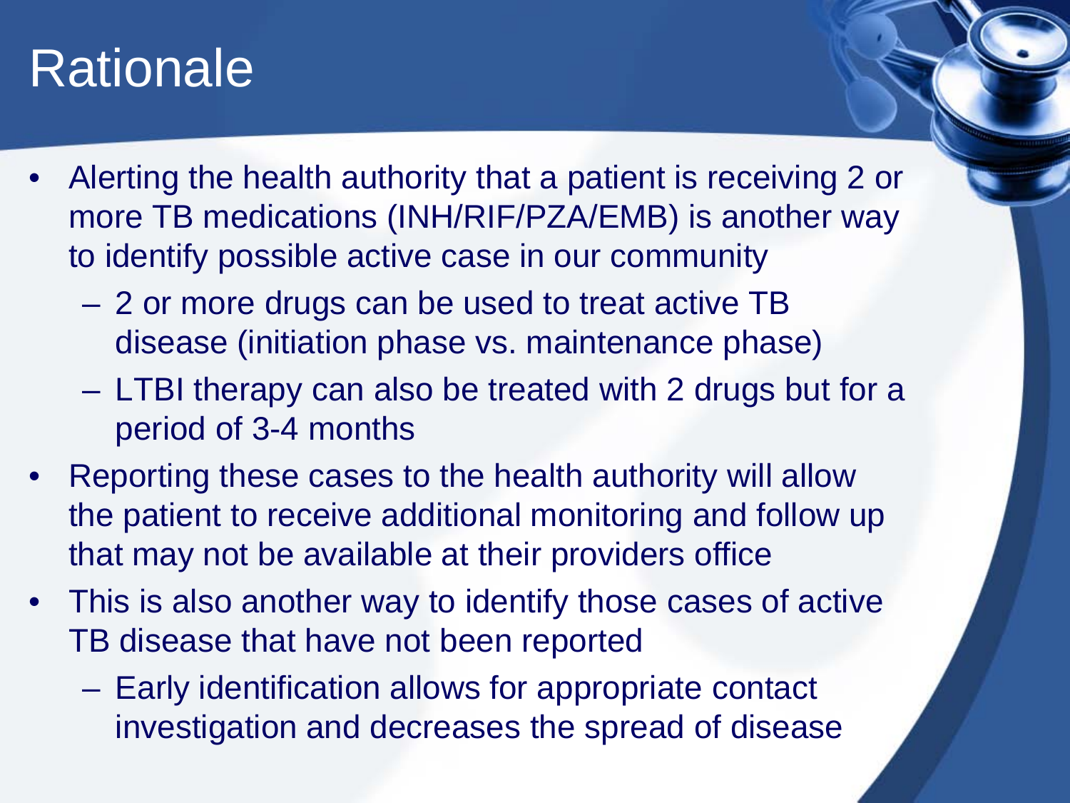# Rationale

- Alerting the health authority that a patient is receiving 2 or more TB medications (INH/RIF/PZA/EMB) is another way to identify possible active case in our community
  - 2 or more drugs can be used to treat active TB disease (initiation phase vs. maintenance phase)
  - LTBI therapy can also be treated with 2 drugs but for a period of 3-4 months
- Reporting these cases to the health authority will allow the patient to receive additional monitoring and follow up that may not be available at their providers office
- This is also another way to identify those cases of active TB disease that have not been reported
  - Early identification allows for appropriate contact investigation and decreases the spread of disease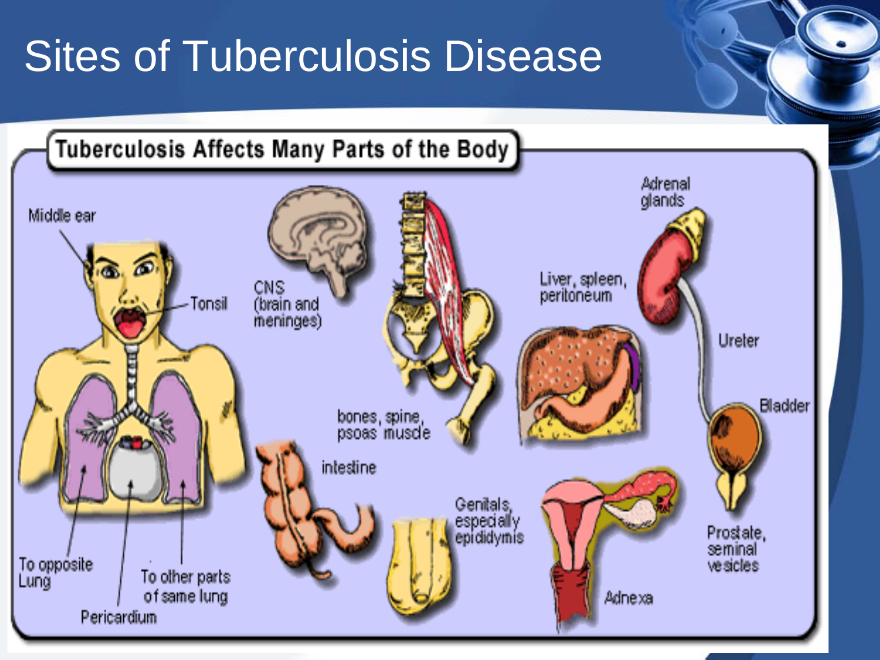# Sites of Tuberculosis Disease

Tuberculosis Affects Many Parts of the Body

Middle ear

Tonsil

To opposite Lung

Pericardium

To other parts of same lung

CNS (brain and meninges)

bones, spine, psoas muscle

intestine

Genitals, especially epididymis

Liver, spleen, peritoneum

Adrenal glands

Ureter

Bladder

Prostate, seminal vesicles

Adnexa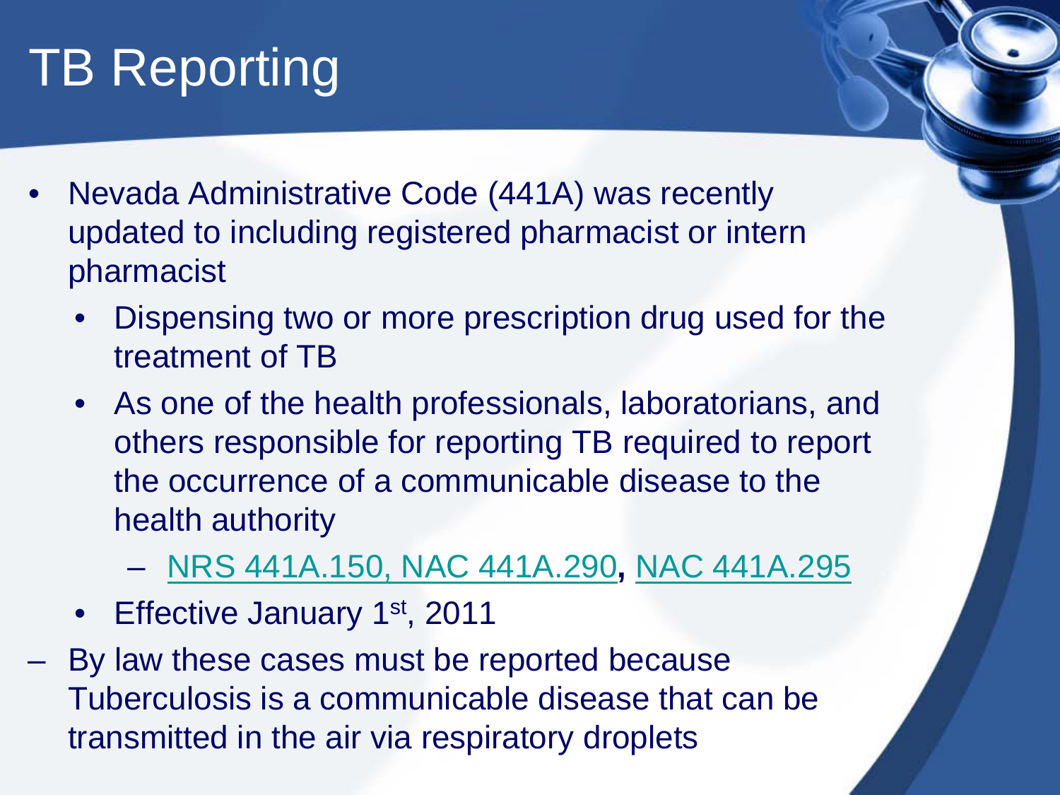# TB Reporting

- Nevada Administrative Code (441A) was recently updated to including registered pharmacist or intern pharmacist
  - Dispensing two or more prescription drug used for the treatment of TB
  - As one of the health professionals, laboratorians, and others responsible for reporting TB required to report the occurrence of a communicable disease to the health authority
    - NRS 441A.150, NAC 441A.290**,** NAC 441A.295
  - Effective January 1st, 2011

– By law these cases must be reported because Tuberculosis is a communicable disease that can be transmitted in the air via respiratory droplets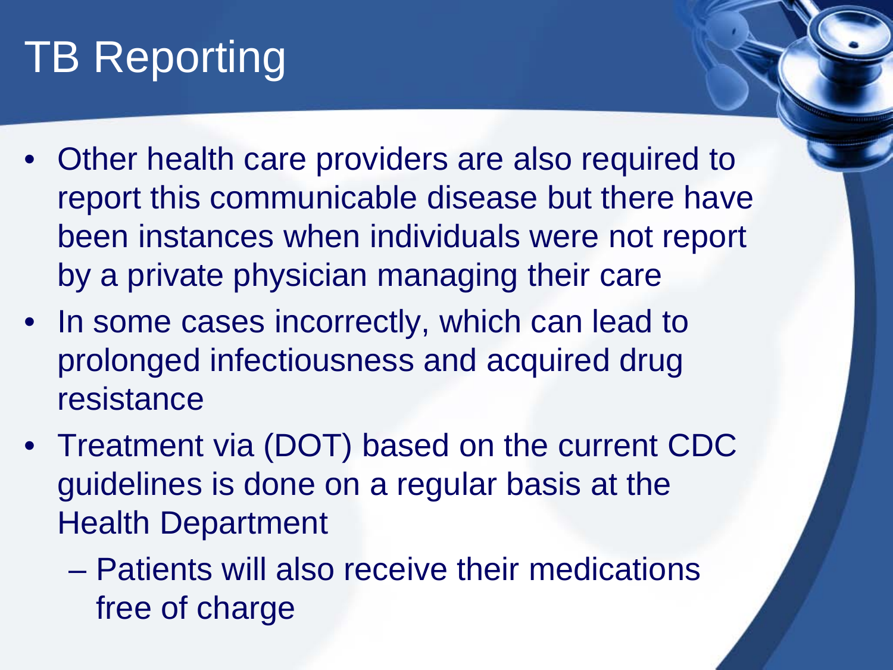# TB Reporting

- Other health care providers are also required to report this communicable disease but there have been instances when individuals were not report by a private physician managing their care
- In some cases incorrectly, which can lead to prolonged infectiousness and acquired drug resistance
- Treatment via (DOT) based on the current CDC guidelines is done on a regular basis at the Health Department
  - Patients will also receive their medications free of charge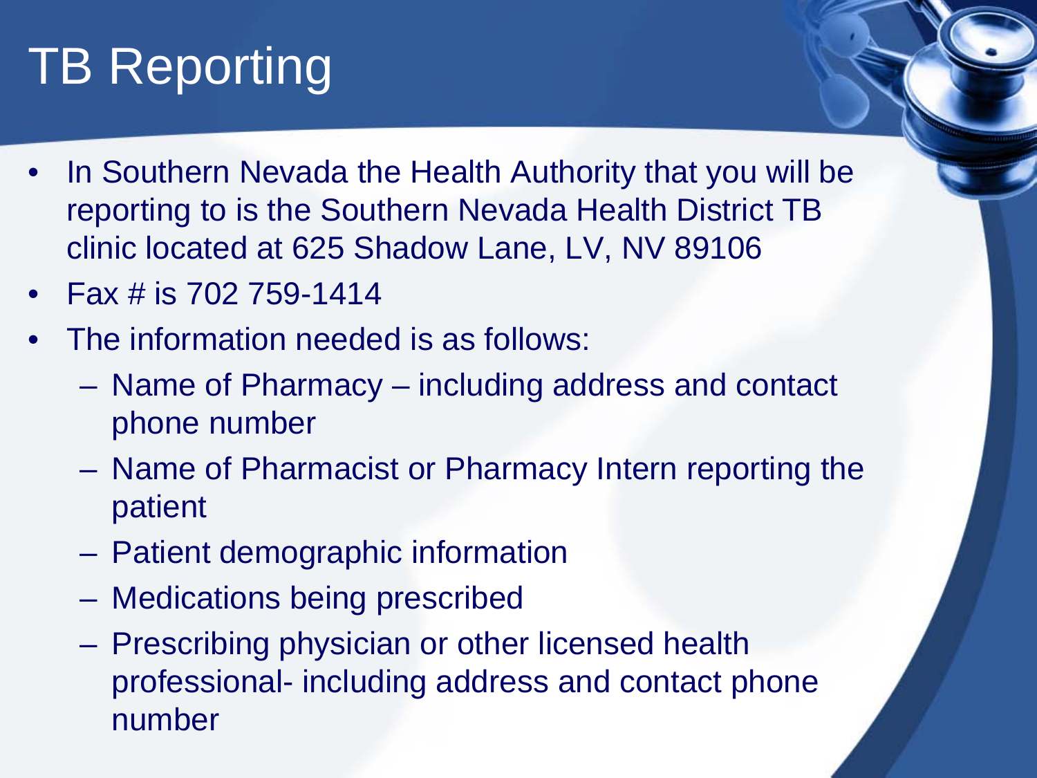# TB Reporting

- In Southern Nevada the Health Authority that you will be reporting to is the Southern Nevada Health District TB clinic located at 625 Shadow Lane, LV, NV 89106
- Fax # is 702 759-1414
- The information needed is as follows:
  - Name of Pharmacy – including address and contact phone number
  - Name of Pharmacist or Pharmacy Intern reporting the patient
  - Patient demographic information
  - Medications being prescribed
  - Prescribing physician or other licensed health professional- including address and contact phone number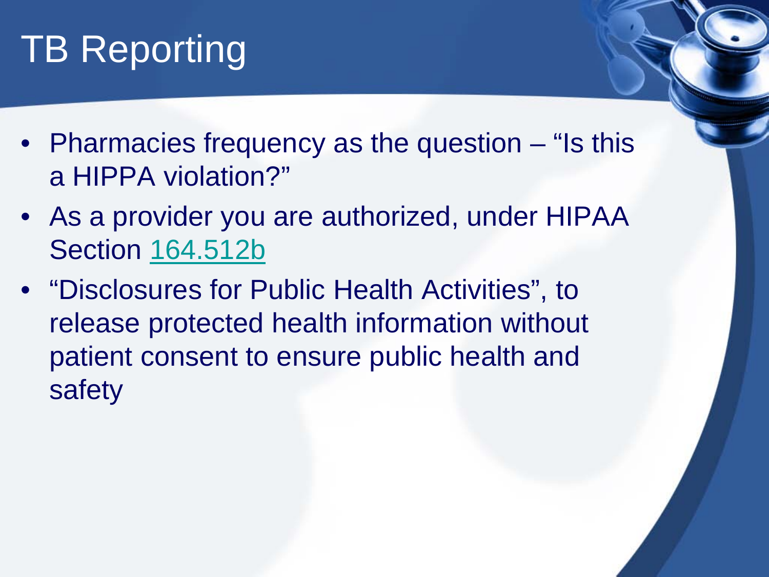# TB Reporting

- Pharmacies frequency as the question – “Is this a HIPPA violation?”
- As a provider you are authorized, under HIPAA Section 164.512b
- “Disclosures for Public Health Activities”, to release protected health information without patient consent to ensure public health and safety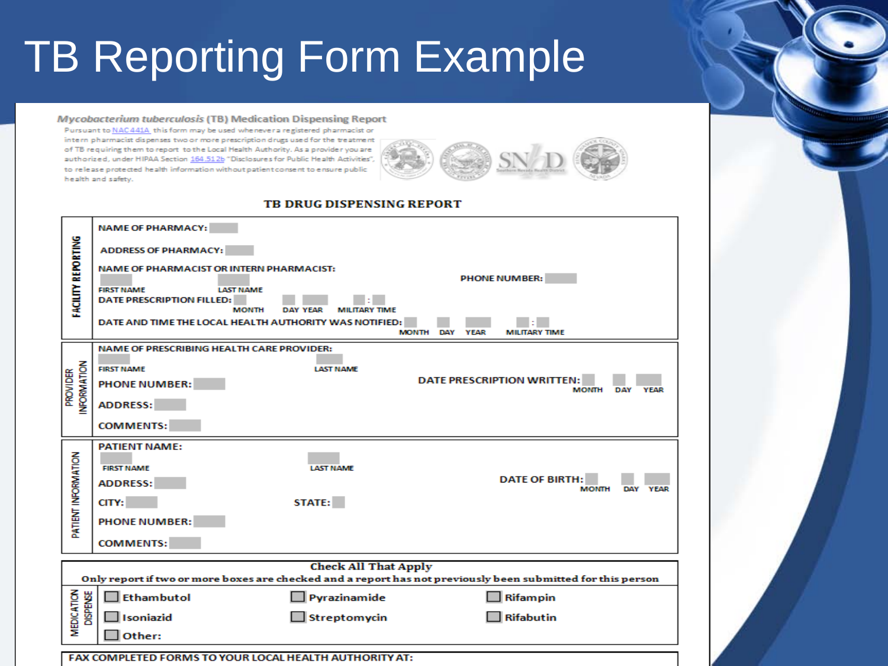# TB Reporting Form Example

***Mycobacterium tuberculosis*** **(TB) Medication Dispensing Report**

Pursuant to NAC441A this form may be used whenever a registered pharmacist or intern pharmacist dispenses two or more prescription drugs used for the treatment of TB requiring them to report to the Local Health Authority. As a provider you are authorized, under HIPAA Section 164.512b "Disclosures for Public Health Activities", to release protected health information without patient consent to ensure public health and safety.

SNHD Southern Nevada Health District

## TB DRUG DISPENSING REPORT

**FACILITY REPORTING**

NAME OF PHARMACY:

ADDRESS OF PHARMACY:

NAME OF PHARMACIST OR INTERN PHARMACIST:

FIRST NAME | LAST NAME

PHONE NUMBER:

DATE PRESCRIPTION FILLED: MONTH | DAY | YEAR | MILITARY TIME

DATE AND TIME THE LOCAL HEALTH AUTHORITY WAS NOTIFIED: MONTH | DAY | YEAR | MILITARY TIME

**PROVIDER INFORMATION**

NAME OF PRESCRIBING HEALTH CARE PROVIDER:

FIRST NAME | LAST NAME

PHONE NUMBER:

DATE PRESCRIPTION WRITTEN: MONTH | DAY | YEAR

ADDRESS:

COMMENTS:

**PATIENT INFORMATION**

PATIENT NAME:

FIRST NAME | LAST NAME

ADDRESS:

DATE OF BIRTH: MONTH | DAY | YEAR

CITY:

STATE:

PHONE NUMBER:

COMMENTS:

**Check All That Apply**

**Only report if two or more boxes are checked and a report has not previously been submitted for this person**

**MEDICATION DISPENSE**

- ☐ Ethambutol
- ☐ Pyrazinamide
- ☐ Rifampin
- ☐ Isoniazid
- ☐ Streptomycin
- ☐ Rifabutin
- ☐ Other:

FAX COMPLETED FORMS TO YOUR LOCAL HEALTH AUTHORITY AT: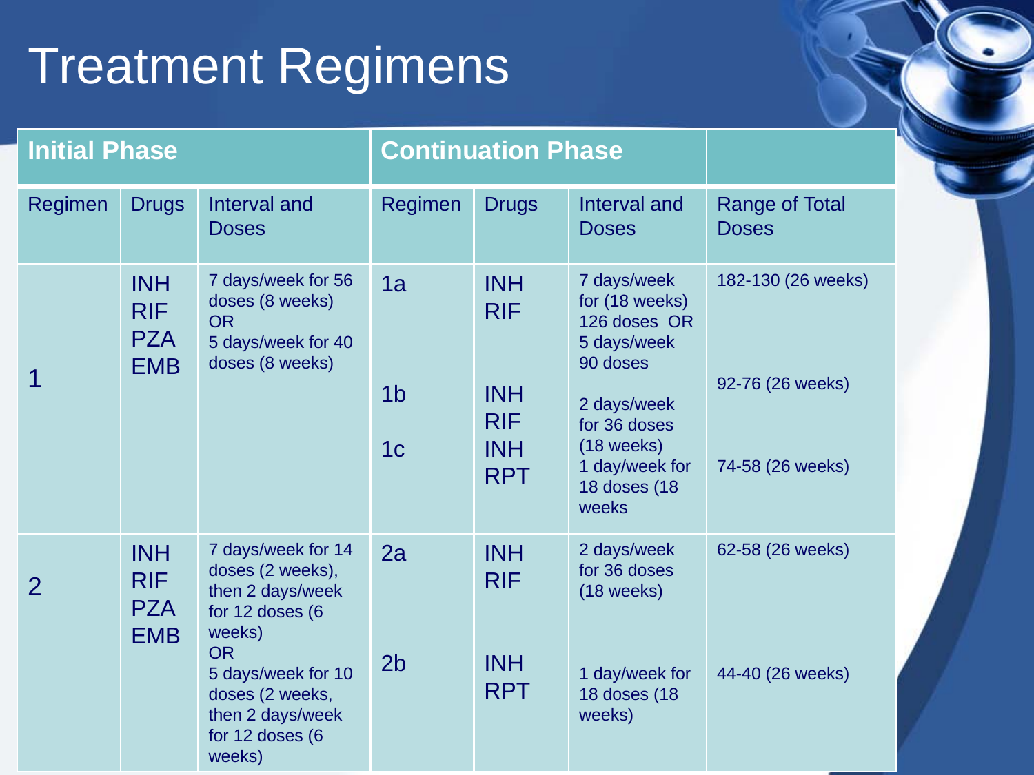# Treatment Regimens

| Initial Phase | | | Continuation Phase | | | |
|---|---|---|---|---|---|---|
| Regimen | Drugs | Interval and Doses | Regimen | Drugs | Interval and Doses | Range of Total Doses |
| 1 | INH RIF PZA EMB | 7 days/week for 56 doses (8 weeks) OR 5 days/week for 40 doses (8 weeks) | 1a | INH RIF | 7 days/week for (18 weeks) 126 doses OR 5 days/week 90 doses | 182-130 (26 weeks) |
| | | | 1b | INH RIF | 2 days/week for 36 doses (18 weeks) | 92-76 (26 weeks) |
| | | | 1c | INH RPT | 1 day/week for 18 doses (18 weeks | 74-58 (26 weeks) |
| 2 | INH RIF PZA EMB | 7 days/week for 14 doses (2 weeks), then 2 days/week for 12 doses (6 weeks) OR 5 days/week for 10 doses (2 weeks, then 2 days/week for 12 doses (6 weeks) | 2a | INH RIF | 2 days/week for 36 doses (18 weeks) | 62-58 (26 weeks) |
| | | | 2b | INH RPT | 1 day/week for 18 doses (18 weeks) | 44-40 (26 weeks) |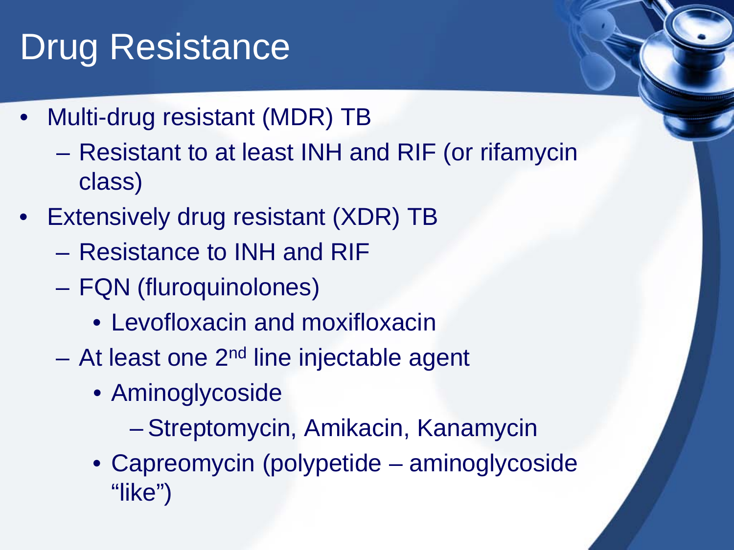# Drug Resistance

- Multi-drug resistant (MDR) TB
  - Resistant to at least INH and RIF (or rifamycin class)
- Extensively drug resistant (XDR) TB
  - Resistance to INH and RIF
  - FQN (fluroquinolones)
    - Levofloxacin and moxifloxacin
  - At least one 2nd line injectable agent
    - Aminoglycoside
      - Streptomycin, Amikacin, Kanamycin
    - Capreomycin (polypetide – aminoglycoside "like")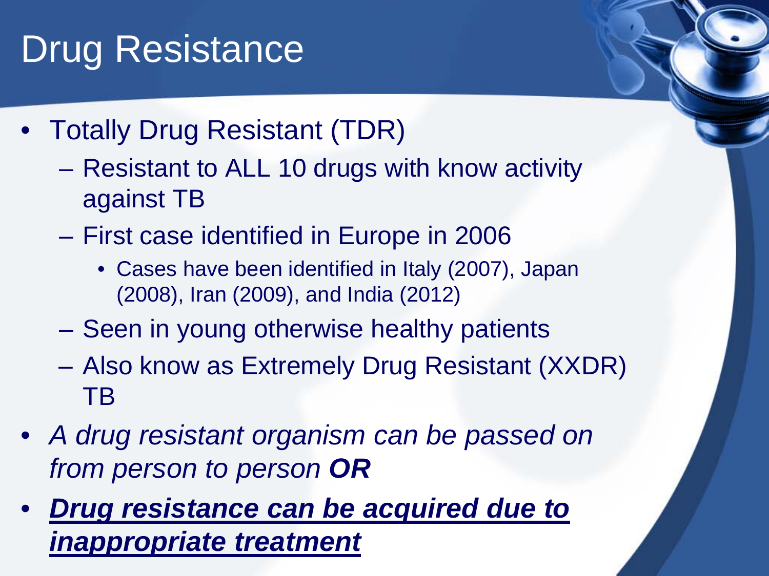# Drug Resistance

- Totally Drug Resistant (TDR)
  - Resistant to ALL 10 drugs with know activity against TB
  - First case identified in Europe in 2006
    - Cases have been identified in Italy (2007), Japan (2008), Iran (2009), and India (2012)
  - Seen in young otherwise healthy patients
  - Also know as Extremely Drug Resistant (XXDR) TB
- *A drug resistant organism can be passed on from person to person* ***OR***
- ***<u>Drug resistance can be acquired due to inappropriate treatment</u>***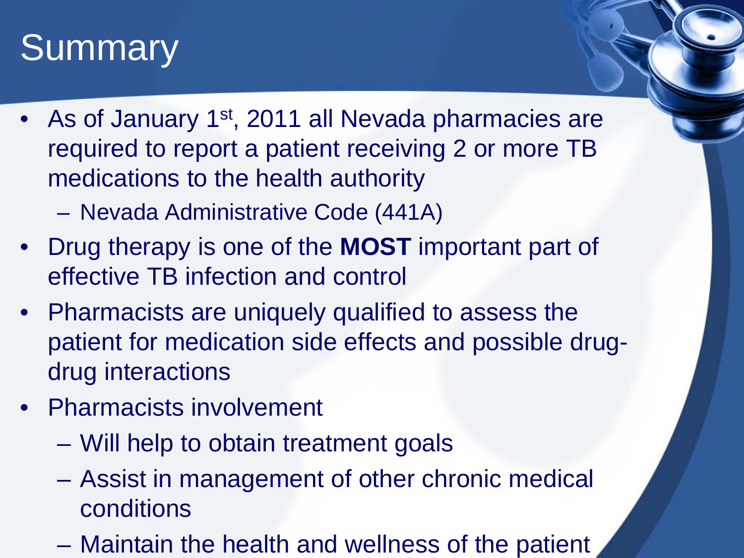# Summary

- As of January 1st, 2011 all Nevada pharmacies are required to report a patient receiving 2 or more TB medications to the health authority
  - Nevada Administrative Code (441A)
- Drug therapy is one of the **MOST** important part of effective TB infection and control
- Pharmacists are uniquely qualified to assess the patient for medication side effects and possible drug-drug interactions
- Pharmacists involvement
  - Will help to obtain treatment goals
  - Assist in management of other chronic medical conditions
  - Maintain the health and wellness of the patient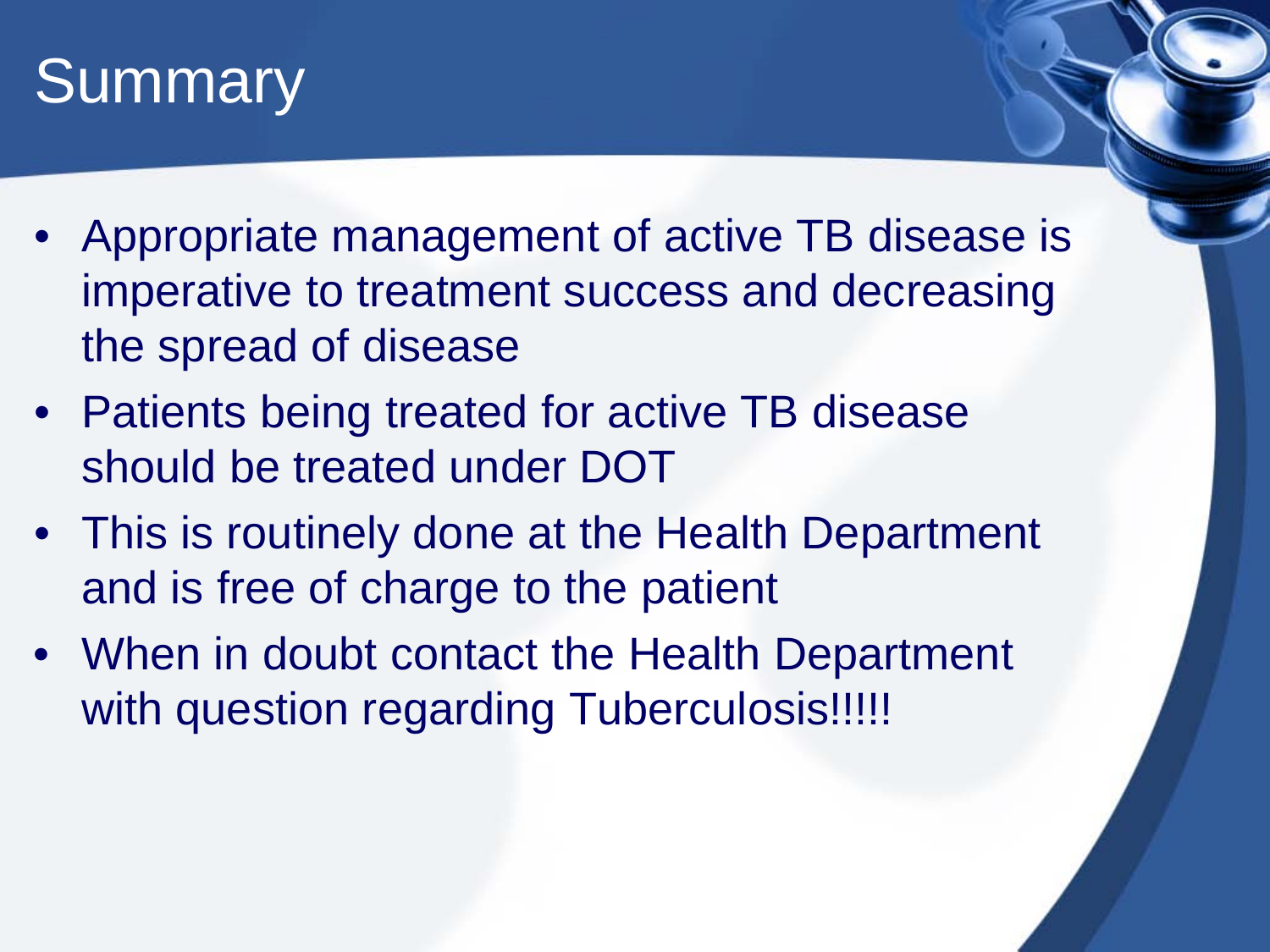# Summary

- Appropriate management of active TB disease is imperative to treatment success and decreasing the spread of disease
- Patients being treated for active TB disease should be treated under DOT
- This is routinely done at the Health Department and is free of charge to the patient
- When in doubt contact the Health Department with question regarding Tuberculosis!!!!!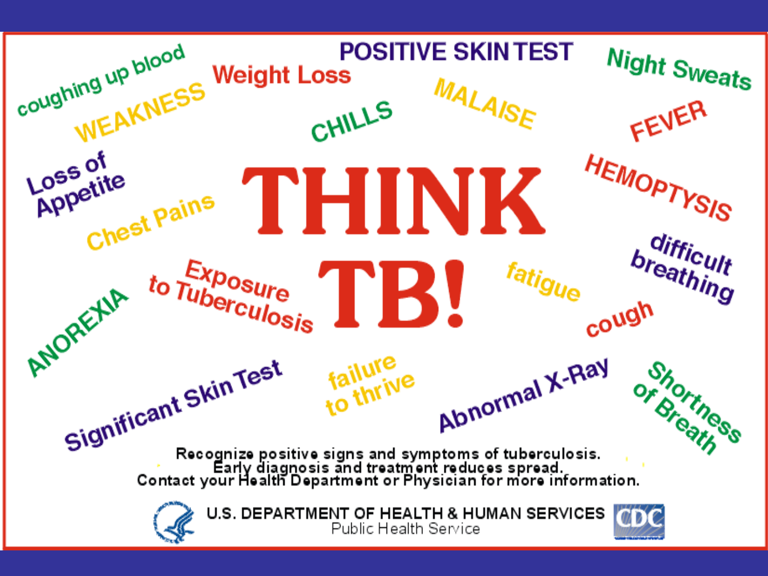# THINK TB!

coughing up blood

WEAKNESS

Weight Loss

POSITIVE SKIN TEST

Night Sweats

CHILLS

MALAISE

FEVER

Loss of Appetite

HEMOPTYSIS

Chest Pains

difficult breathing

Exposure to Tuberculosis

fatigue

ANOREXIA

cough

Significant Skin Test

failure to thrive

Abnormal X-Ray

Shortness of Breath

Recognize positive signs and symptoms of tuberculosis.
Early diagnosis and treatment reduces spread.
Contact your Health Department or Physician for more information.

U.S. DEPARTMENT OF HEALTH & HUMAN SERVICES
Public Health Service

CDC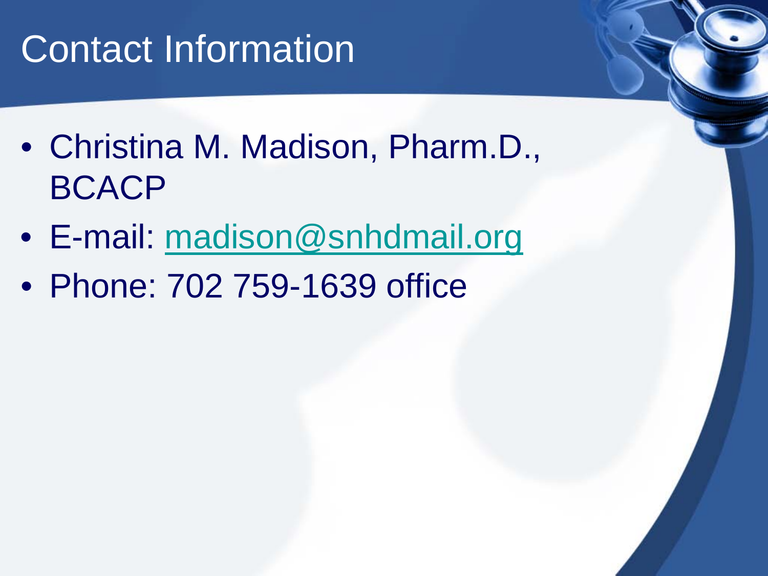# Contact Information

- Christina M. Madison, Pharm.D., BCACP
- E-mail: madison@snhdmail.org
- Phone: 702 759-1639 office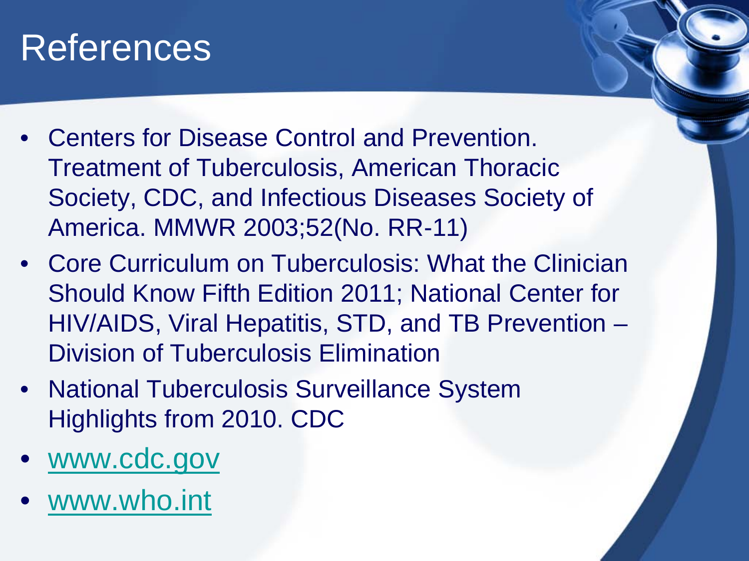# References

- Centers for Disease Control and Prevention. Treatment of Tuberculosis, American Thoracic Society, CDC, and Infectious Diseases Society of America. MMWR 2003;52(No. RR-11)
- Core Curriculum on Tuberculosis: What the Clinician Should Know Fifth Edition 2011; National Center for HIV/AIDS, Viral Hepatitis, STD, and TB Prevention – Division of Tuberculosis Elimination
- National Tuberculosis Surveillance System Highlights from 2010. CDC
- www.cdc.gov
- www.who.int